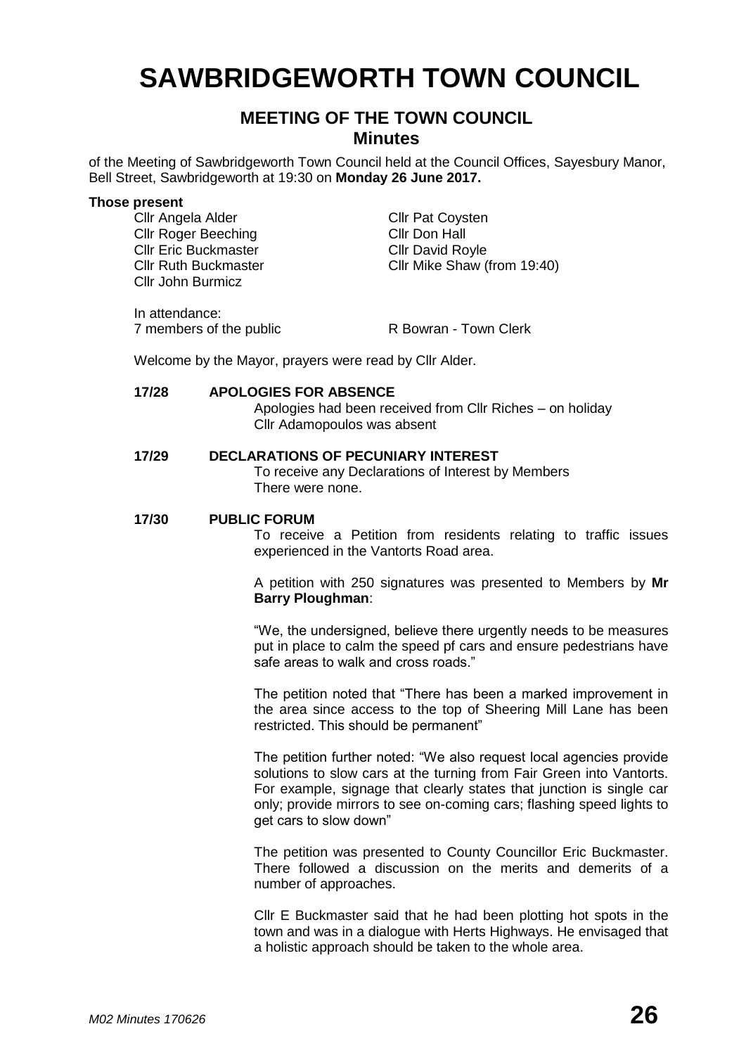# SAWBRIDGEWORTH TOWN COUNCIL

## MEETING OF THE TOWN COUNCIL
## Minutes

of the Meeting of Sawbridgeworth Town Council held at the Council Offices, Sayesbury Manor, Bell Street, Sawbridgeworth at 19:30 on **Monday 26 June 2017.**

**Those present**

Cllr Angela Alder
Cllr Roger Beeching
Cllr Eric Buckmaster
Cllr Ruth Buckmaster
Cllr John Burmicz
Cllr Pat Coysten
Cllr Don Hall
Cllr David Royle
Cllr Mike Shaw (from 19:40)

In attendance:
7 members of the public
R Bowran - Town Clerk

Welcome by the Mayor, prayers were read by Cllr Alder.

**17/28 APOLOGIES FOR ABSENCE**

Apologies had been received from Cllr Riches – on holiday
Cllr Adamopoulos was absent

**17/29 DECLARATIONS OF PECUNIARY INTEREST**

To receive any Declarations of Interest by Members
There were none.

**17/30 PUBLIC FORUM**

To receive a Petition from residents relating to traffic issues experienced in the Vantorts Road area.

A petition with 250 signatures was presented to Members by **Mr Barry Ploughman**:

"We, the undersigned, believe there urgently needs to be measures put in place to calm the speed pf cars and ensure pedestrians have safe areas to walk and cross roads."

The petition noted that "There has been a marked improvement in the area since access to the top of Sheering Mill Lane has been restricted. This should be permanent"

The petition further noted: "We also request local agencies provide solutions to slow cars at the turning from Fair Green into Vantorts. For example, signage that clearly states that junction is single car only; provide mirrors to see on-coming cars; flashing speed lights to get cars to slow down"

The petition was presented to County Councillor Eric Buckmaster. There followed a discussion on the merits and demerits of a number of approaches.

Cllr E Buckmaster said that he had been plotting hot spots in the town and was in a dialogue with Herts Highways. He envisaged that a holistic approach should be taken to the whole area.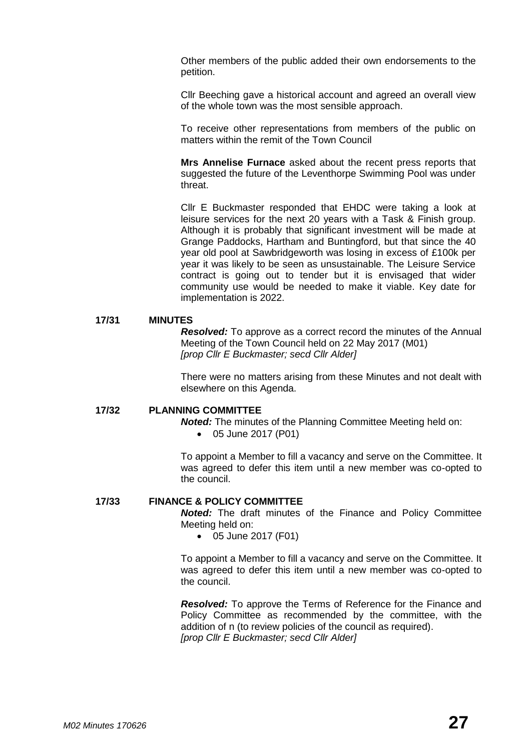Other members of the public added their own endorsements to the petition.

Cllr Beeching gave a historical account and agreed an overall view of the whole town was the most sensible approach.

To receive other representations from members of the public on matters within the remit of the Town Council

**Mrs Annelise Furnace** asked about the recent press reports that suggested the future of the Leventhorpe Swimming Pool was under threat.

Cllr E Buckmaster responded that EHDC were taking a look at leisure services for the next 20 years with a Task & Finish group. Although it is probably that significant investment will be made at Grange Paddocks, Hartham and Buntingford, but that since the 40 year old pool at Sawbridgeworth was losing in excess of £100k per year it was likely to be seen as unsustainable. The Leisure Service contract is going out to tender but it is envisaged that wider community use would be needed to make it viable. Key date for implementation is 2022.

**17/31 MINUTES**

***Resolved:*** To approve as a correct record the minutes of the Annual Meeting of the Town Council held on 22 May 2017 (M01)
*[prop Cllr E Buckmaster; secd Cllr Alder]*

There were no matters arising from these Minutes and not dealt with elsewhere on this Agenda.

**17/32 PLANNING COMMITTEE**

***Noted:*** The minutes of the Planning Committee Meeting held on:

- 05 June 2017 (P01)

To appoint a Member to fill a vacancy and serve on the Committee. It was agreed to defer this item until a new member was co-opted to the council.

**17/33 FINANCE & POLICY COMMITTEE**

***Noted:*** The draft minutes of the Finance and Policy Committee Meeting held on:

- 05 June 2017 (F01)

To appoint a Member to fill a vacancy and serve on the Committee. It was agreed to defer this item until a new member was co-opted to the council.

***Resolved:*** To approve the Terms of Reference for the Finance and Policy Committee as recommended by the committee, with the addition of n (to review policies of the council as required).
*[prop Cllr E Buckmaster; secd Cllr Alder]*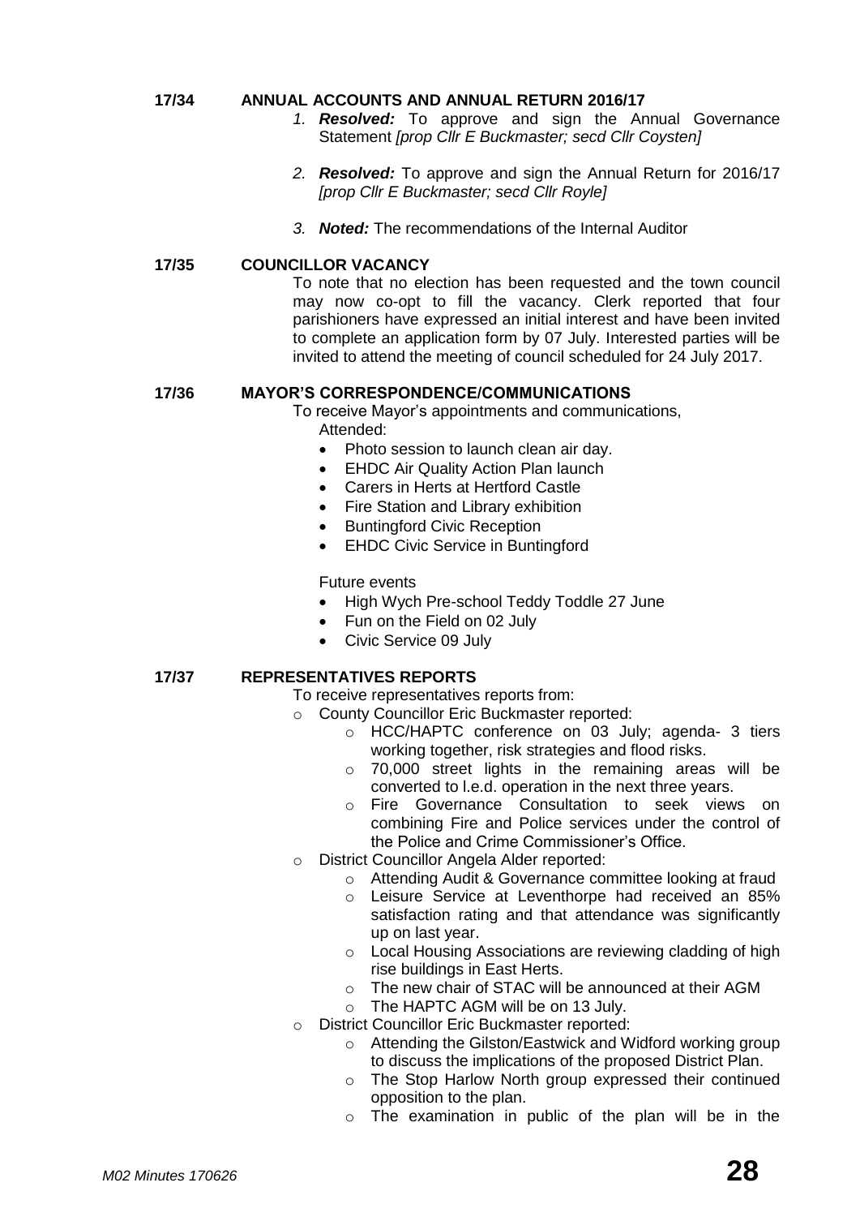**17/34 ANNUAL ACCOUNTS AND ANNUAL RETURN 2016/17**

1. ***Resolved:*** To approve and sign the Annual Governance Statement *[prop Cllr E Buckmaster; secd Cllr Coysten]*

2. ***Resolved:*** To approve and sign the Annual Return for 2016/17 *[prop Cllr E Buckmaster; secd Cllr Royle]*

3. ***Noted:*** The recommendations of the Internal Auditor

**17/35 COUNCILLOR VACANCY**

To note that no election has been requested and the town council may now co-opt to fill the vacancy. Clerk reported that four parishioners have expressed an initial interest and have been invited to complete an application form by 07 July. Interested parties will be invited to attend the meeting of council scheduled for 24 July 2017.

**17/36 MAYOR'S CORRESPONDENCE/COMMUNICATIONS**

To receive Mayor's appointments and communications,

Attended:

- Photo session to launch clean air day.
- EHDC Air Quality Action Plan launch
- Carers in Herts at Hertford Castle
- Fire Station and Library exhibition
- Buntingford Civic Reception
- EHDC Civic Service in Buntingford

Future events

- High Wych Pre-school Teddy Toddle 27 June
- Fun on the Field on 02 July
- Civic Service 09 July

**17/37 REPRESENTATIVES REPORTS**

To receive representatives reports from:

- County Councillor Eric Buckmaster reported:
  - HCC/HAPTC conference on 03 July; agenda- 3 tiers working together, risk strategies and flood risks.
  - 70,000 street lights in the remaining areas will be converted to l.e.d. operation in the next three years.
  - Fire Governance Consultation to seek views on combining Fire and Police services under the control of the Police and Crime Commissioner's Office.
- District Councillor Angela Alder reported:
  - Attending Audit & Governance committee looking at fraud
  - Leisure Service at Leventhorpe had received an 85% satisfaction rating and that attendance was significantly up on last year.
  - Local Housing Associations are reviewing cladding of high rise buildings in East Herts.
  - The new chair of STAC will be announced at their AGM
  - The HAPTC AGM will be on 13 July.
- District Councillor Eric Buckmaster reported:
  - Attending the Gilston/Eastwick and Widford working group to discuss the implications of the proposed District Plan.
  - The Stop Harlow North group expressed their continued opposition to the plan.
  - The examination in public of the plan will be in the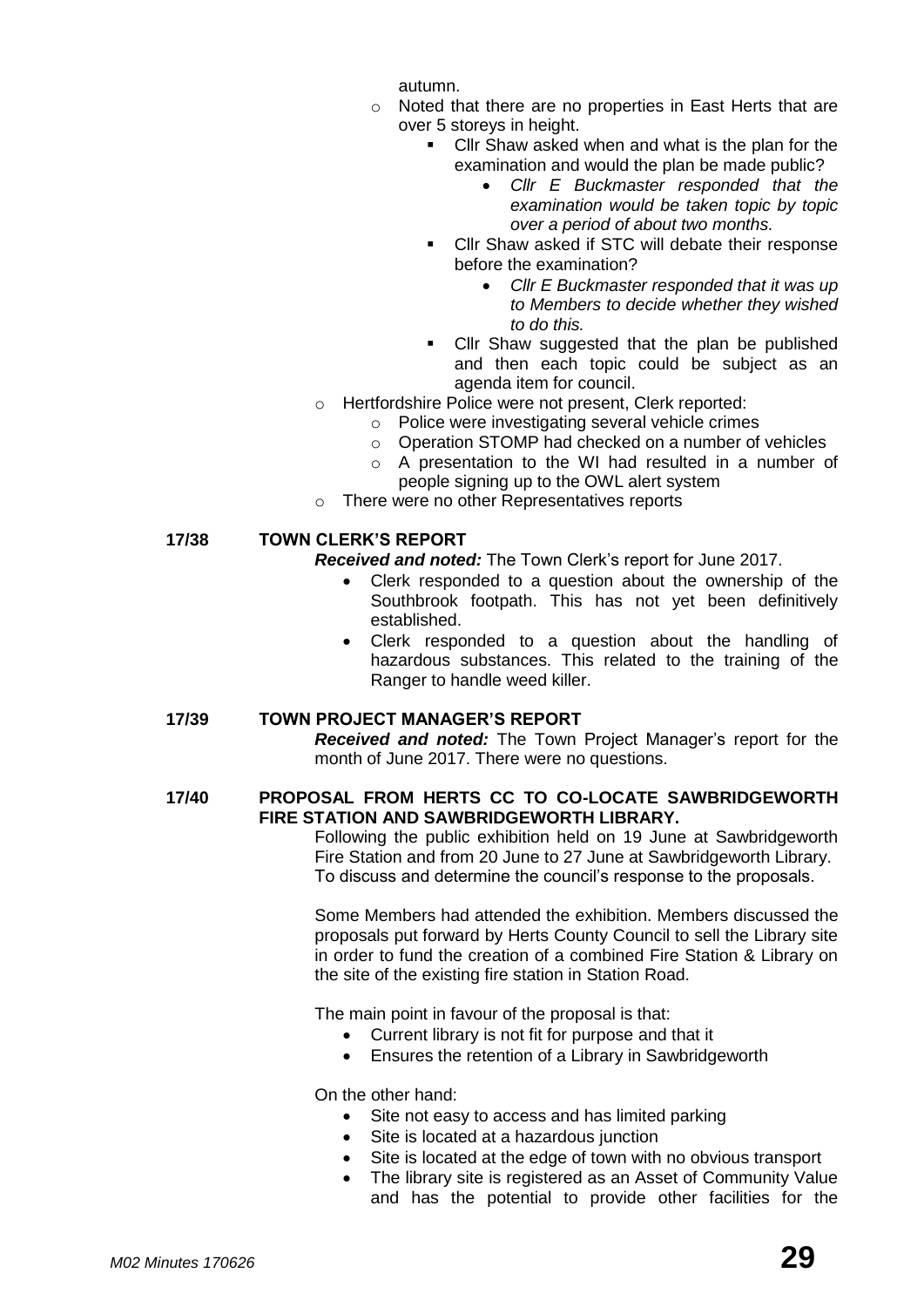autumn.

- Noted that there are no properties in East Herts that are over 5 storeys in height.
  - Cllr Shaw asked when and what is the plan for the examination and would the plan be made public?
    - *Cllr E Buckmaster responded that the examination would be taken topic by topic over a period of about two months.*
  - Cllr Shaw asked if STC will debate their response before the examination?
    - *Cllr E Buckmaster responded that it was up to Members to decide whether they wished to do this.*
  - Cllr Shaw suggested that the plan be published and then each topic could be subject as an agenda item for council.
- Hertfordshire Police were not present, Clerk reported:
  - Police were investigating several vehicle crimes
  - Operation STOMP had checked on a number of vehicles
  - A presentation to the WI had resulted in a number of people signing up to the OWL alert system
- There were no other Representatives reports

**17/38 TOWN CLERK'S REPORT**

***Received and noted:*** The Town Clerk's report for June 2017.

- Clerk responded to a question about the ownership of the Southbrook footpath. This has not yet been definitively established.
- Clerk responded to a question about the handling of hazardous substances. This related to the training of the Ranger to handle weed killer.

**17/39 TOWN PROJECT MANAGER'S REPORT**

***Received and noted:*** The Town Project Manager's report for the month of June 2017. There were no questions.

**17/40 PROPOSAL FROM HERTS CC TO CO-LOCATE SAWBRIDGEWORTH FIRE STATION AND SAWBRIDGEWORTH LIBRARY.**

Following the public exhibition held on 19 June at Sawbridgeworth Fire Station and from 20 June to 27 June at Sawbridgeworth Library. To discuss and determine the council's response to the proposals.

Some Members had attended the exhibition. Members discussed the proposals put forward by Herts County Council to sell the Library site in order to fund the creation of a combined Fire Station & Library on the site of the existing fire station in Station Road.

The main point in favour of the proposal is that:

- Current library is not fit for purpose and that it
- Ensures the retention of a Library in Sawbridgeworth

On the other hand:

- Site not easy to access and has limited parking
- Site is located at a hazardous junction
- Site is located at the edge of town with no obvious transport
- The library site is registered as an Asset of Community Value and has the potential to provide other facilities for the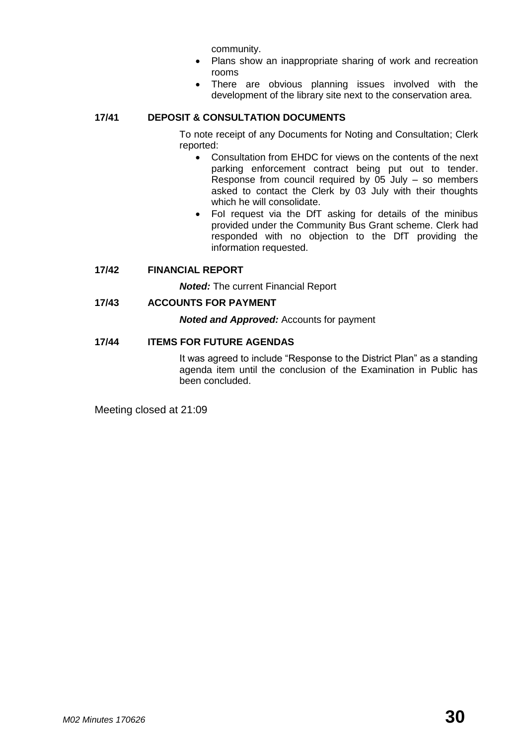community.

- Plans show an inappropriate sharing of work and recreation rooms
- There are obvious planning issues involved with the development of the library site next to the conservation area.

**17/41 DEPOSIT & CONSULTATION DOCUMENTS**

To note receipt of any Documents for Noting and Consultation; Clerk reported:

- Consultation from EHDC for views on the contents of the next parking enforcement contract being put out to tender. Response from council required by 05 July – so members asked to contact the Clerk by 03 July with their thoughts which he will consolidate.
- FoI request via the DfT asking for details of the minibus provided under the Community Bus Grant scheme. Clerk had responded with no objection to the DfT providing the information requested.

**17/42 FINANCIAL REPORT**

***Noted:*** The current Financial Report

**17/43 ACCOUNTS FOR PAYMENT**

***Noted and Approved:*** Accounts for payment

**17/44 ITEMS FOR FUTURE AGENDAS**

It was agreed to include "Response to the District Plan" as a standing agenda item until the conclusion of the Examination in Public has been concluded.

Meeting closed at 21:09